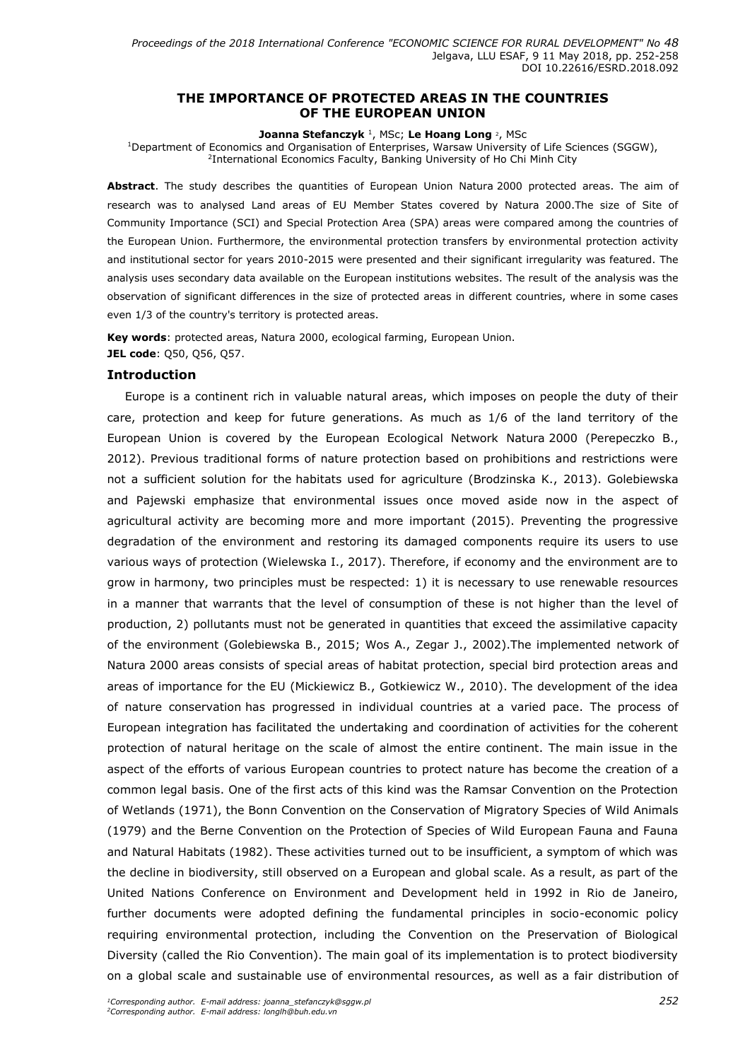# THE IMPORTANCE OF PROTECTED AREAS IN THE COUNTRIES OF THE EUROPEAN UNION

**Joanna Stefanczyk** [1], MSc; **Le Hoang Long** [2], MSc

[1]Department of Economics and Organisation of Enterprises, Warsaw University of Life Sciences (SGGW),
[2]International Economics Faculty, Banking University of Ho Chi Minh City

**Abstract**. The study describes the quantities of European Union Natura 2000 protected areas. The aim of research was to analysed Land areas of EU Member States covered by Natura 2000.The size of Site of Community Importance (SCI) and Special Protection Area (SPA) areas were compared among the countries of the European Union. Furthermore, the environmental protection transfers by environmental protection activity and institutional sector for years 2010-2015 were presented and their significant irregularity was featured. The analysis uses secondary data available on the European institutions websites. The result of the analysis was the observation of significant differences in the size of protected areas in different countries, where in some cases even 1/3 of the country's territory is protected areas.

**Key words**: protected areas, Natura 2000, ecological farming, European Union.

**JEL code**: Q50, Q56, Q57.

## Introduction

Europe is a continent rich in valuable natural areas, which imposes on people the duty of their care, protection and keep for future generations. As much as 1/6 of the land territory of the European Union is covered by the European Ecological Network Natura 2000 (Perepeczko B., 2012). Previous traditional forms of nature protection based on prohibitions and restrictions were not a sufficient solution for the habitats used for agriculture (Brodzinska K., 2013). Golebiewska and Pajewski emphasize that environmental issues once moved aside now in the aspect of agricultural activity are becoming more and more important (2015). Preventing the progressive degradation of the environment and restoring its damaged components require its users to use various ways of protection (Wielewska I., 2017). Therefore, if economy and the environment are to grow in harmony, two principles must be respected: 1) it is necessary to use renewable resources in a manner that warrants that the level of consumption of these is not higher than the level of production, 2) pollutants must not be generated in quantities that exceed the assimilative capacity of the environment (Golebiewska B., 2015; Wos A., Zegar J., 2002).The implemented network of Natura 2000 areas consists of special areas of habitat protection, special bird protection areas and areas of importance for the EU (Mickiewicz B., Gotkiewicz W., 2010). The development of the idea of nature conservation has progressed in individual countries at a varied pace. The process of European integration has facilitated the undertaking and coordination of activities for the coherent protection of natural heritage on the scale of almost the entire continent. The main issue in the aspect of the efforts of various European countries to protect nature has become the creation of a common legal basis. One of the first acts of this kind was the Ramsar Convention on the Protection of Wetlands (1971), the Bonn Convention on the Conservation of Migratory Species of Wild Animals (1979) and the Berne Convention on the Protection of Species of Wild European Fauna and Fauna and Natural Habitats (1982). These activities turned out to be insufficient, a symptom of which was the decline in biodiversity, still observed on a European and global scale. As a result, as part of the United Nations Conference on Environment and Development held in 1992 in Rio de Janeiro, further documents were adopted defining the fundamental principles in socio-economic policy requiring environmental protection, including the Convention on the Preservation of Biological Diversity (called the Rio Convention). The main goal of its implementation is to protect biodiversity on a global scale and sustainable use of environmental resources, as well as a fair distribution of

*[1]Corresponding author. E-mail address: joanna_stefanczyk@sggw.pl*
*[2]Corresponding author. E-mail address: longlh@buh.edu.vn*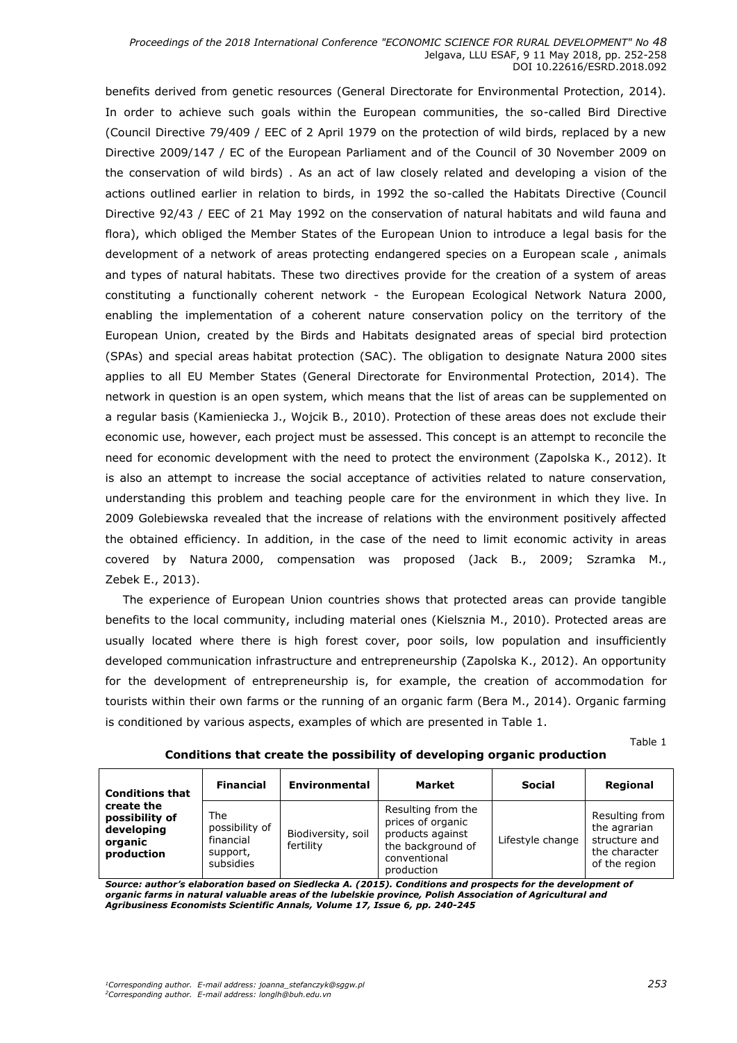benefits derived from genetic resources (General Directorate for Environmental Protection, 2014). In order to achieve such goals within the European communities, the so-called Bird Directive (Council Directive 79/409 / EEC of 2 April 1979 on the protection of wild birds, replaced by a new Directive 2009/147 / EC of the European Parliament and of the Council of 30 November 2009 on the conservation of wild birds) . As an act of law closely related and developing a vision of the actions outlined earlier in relation to birds, in 1992 the so-called the Habitats Directive (Council Directive 92/43 / EEC of 21 May 1992 on the conservation of natural habitats and wild fauna and flora), which obliged the Member States of the European Union to introduce a legal basis for the development of a network of areas protecting endangered species on a European scale , animals and types of natural habitats. These two directives provide for the creation of a system of areas constituting a functionally coherent network - the European Ecological Network Natura 2000, enabling the implementation of a coherent nature conservation policy on the territory of the European Union, created by the Birds and Habitats designated areas of special bird protection (SPAs) and special areas habitat protection (SAC). The obligation to designate Natura 2000 sites applies to all EU Member States (General Directorate for Environmental Protection, 2014). The network in question is an open system, which means that the list of areas can be supplemented on a regular basis (Kamieniecka J., Wojcik B., 2010). Protection of these areas does not exclude their economic use, however, each project must be assessed. This concept is an attempt to reconcile the need for economic development with the need to protect the environment (Zapolska K., 2012). It is also an attempt to increase the social acceptance of activities related to nature conservation, understanding this problem and teaching people care for the environment in which they live. In 2009 Golebiewska revealed that the increase of relations with the environment positively affected the obtained efficiency. In addition, in the case of the need to limit economic activity in areas covered by Natura 2000, compensation was proposed (Jack B., 2009; Szramka M., Zebek E., 2013).

The experience of European Union countries shows that protected areas can provide tangible benefits to the local community, including material ones (Kielsznia M., 2010). Protected areas are usually located where there is high forest cover, poor soils, low population and insufficiently developed communication infrastructure and entrepreneurship (Zapolska K., 2012). An opportunity for the development of entrepreneurship is, for example, the creation of accommodation for tourists within their own farms or the running of an organic farm (Bera M., 2014). Organic farming is conditioned by various aspects, examples of which are presented in Table 1.

Table 1

**Conditions that create the possibility of developing organic production**

| **Conditions that create the possibility of developing organic production** | **Financial** | **Environmental** | **Market** | **Social** | **Regional** |
|---|---|---|---|---|---|
| | The possibility of financial support, subsidies | Biodiversity, soil fertility | Resulting from the prices of organic products against the background of conventional production | Lifestyle change | Resulting from the agrarian structure and the character of the region |

***Source: author's elaboration based on Siedlecka A. (2015). Conditions and prospects for the development of organic farms in natural valuable areas of the lubelskie province, Polish Association of Agricultural and Agribusiness Economists Scientific Annals, Volume 17, Issue 6, pp. 240-245***

*[1]Corresponding author. E-mail address: joanna_stefanczyk@sggw.pl*
*[2]Corresponding author. E-mail address: longlh@buh.edu.vn*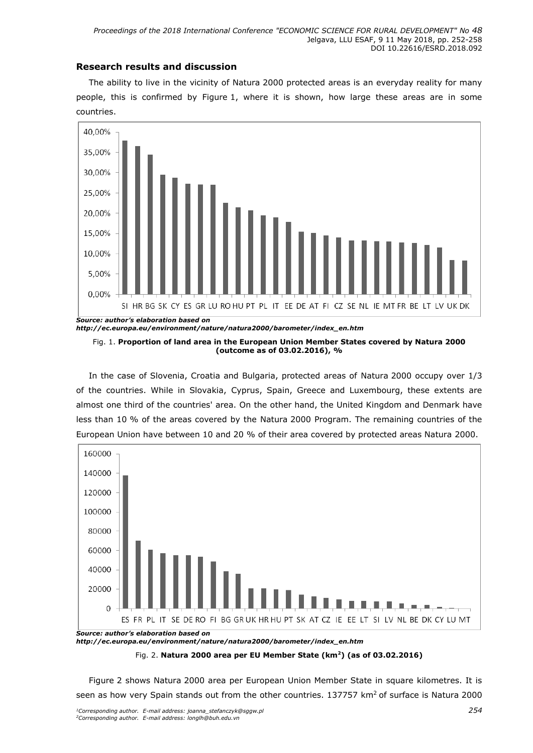## Research results and discussion

The ability to live in the vicinity of Natura 2000 protected areas is an everyday reality for many people, this is confirmed by Figure 1, where it is shown, how large these areas are in some countries.

***Source: author's elaboration based on http://ec.europa.eu/environment/nature/natura2000/barometer/index_en.htm***

Fig. 1. **Proportion of land area in the European Union Member States covered by Natura 2000 (outcome as of 03.02.2016), %**

In the case of Slovenia, Croatia and Bulgaria, protected areas of Natura 2000 occupy over 1/3 of the countries. While in Slovakia, Cyprus, Spain, Greece and Luxembourg, these extents are almost one third of the countries' area. On the other hand, the United Kingdom and Denmark have less than 10 % of the areas covered by the Natura 2000 Program. The remaining countries of the European Union have between 10 and 20 % of their area covered by protected areas Natura 2000.

***Source: author's elaboration based on http://ec.europa.eu/environment/nature/natura2000/barometer/index_en.htm***

Fig. 2. **Natura 2000 area per EU Member State (km$^2$) (as of 03.02.2016)**

Figure 2 shows Natura 2000 area per European Union Member State in square kilometres. It is seen as how very Spain stands out from the other countries. 137757 km$^2$ of surface is Natura 2000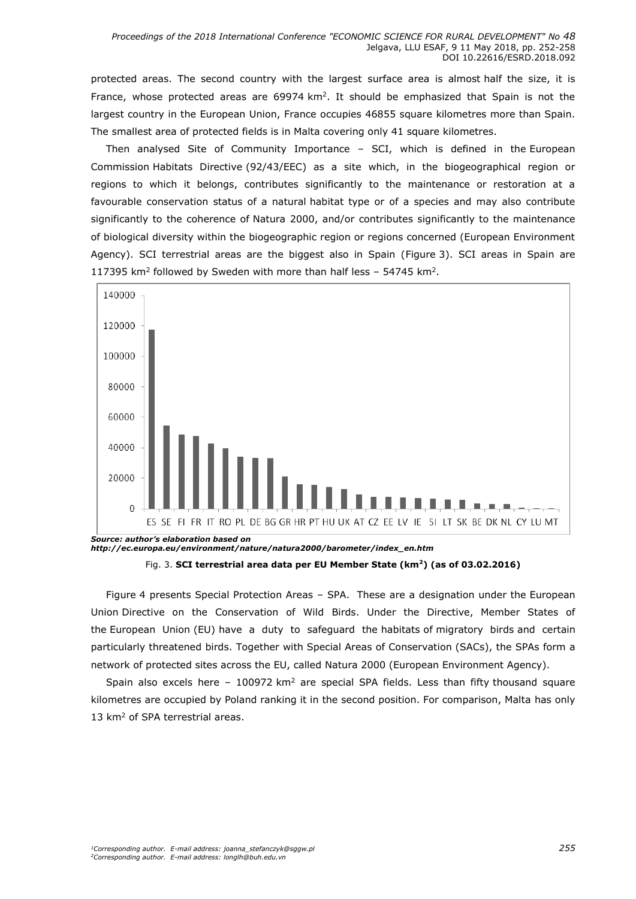protected areas. The second country with the largest surface area is almost half the size, it is France, whose protected areas are 69974 km$^2$. It should be emphasized that Spain is not the largest country in the European Union, France occupies 46855 square kilometres more than Spain. The smallest area of protected fields is in Malta covering only 41 square kilometres.

Then analysed Site of Community Importance – SCI, which is defined in the European Commission Habitats Directive (92/43/EEC) as a site which, in the biogeographical region or regions to which it belongs, contributes significantly to the maintenance or restoration at a favourable conservation status of a natural habitat type or of a species and may also contribute significantly to the coherence of Natura 2000, and/or contributes significantly to the maintenance of biological diversity within the biogeographic region or regions concerned (European Environment Agency). SCI terrestrial areas are the biggest also in Spain (Figure 3). SCI areas in Spain are 117395 km$^2$ followed by Sweden with more than half less – 54745 km$^2$.

***Source: author's elaboration based on http://ec.europa.eu/environment/nature/natura2000/barometer/index_en.htm***

Fig. 3. **SCI terrestrial area data per EU Member State (km$^2$) (as of 03.02.2016)**

Figure 4 presents Special Protection Areas – SPA. These are a designation under the European Union Directive on the Conservation of Wild Birds. Under the Directive, Member States of the European Union (EU) have a duty to safeguard the habitats of migratory birds and certain particularly threatened birds. Together with Special Areas of Conservation (SACs), the SPAs form a network of protected sites across the EU, called Natura 2000 (European Environment Agency).

Spain also excels here – 100972 km$^2$ are special SPA fields. Less than fifty thousand square kilometres are occupied by Poland ranking it in the second position. For comparison, Malta has only 13 km$^2$ of SPA terrestrial areas.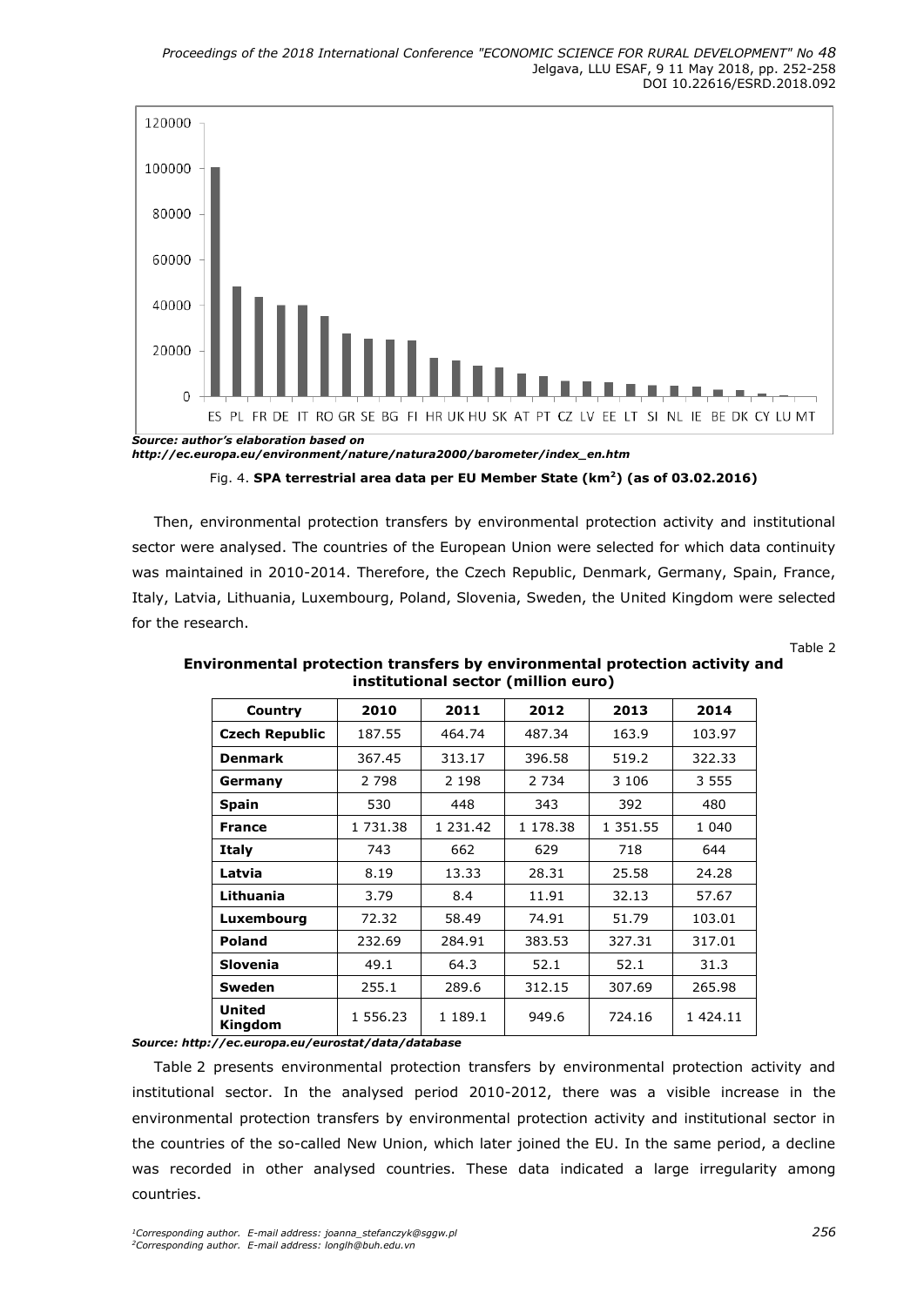Source: author's elaboration based on http://ec.europa.eu/environment/nature/natura2000/barometer/index_en.htm

Fig. 4. **SPA terrestrial area data per EU Member State (km[2]) (as of 03.02.2016)**

Then, environmental protection transfers by environmental protection activity and institutional sector were analysed. The countries of the European Union were selected for which data continuity was maintained in 2010-2014. Therefore, the Czech Republic, Denmark, Germany, Spain, France, Italy, Latvia, Lithuania, Luxembourg, Poland, Slovenia, Sweden, the United Kingdom were selected for the research.

Table 2

**Environmental protection transfers by environmental protection activity and institutional sector (million euro)**

| Country | 2010 | 2011 | 2012 | 2013 | 2014 |
|---|---|---|---|---|---|
| **Czech Republic** | 187.55 | 464.74 | 487.34 | 163.9 | 103.97 |
| **Denmark** | 367.45 | 313.17 | 396.58 | 519.2 | 322.33 |
| **Germany** | 2 798 | 2 198 | 2 734 | 3 106 | 3 555 |
| **Spain** | 530 | 448 | 343 | 392 | 480 |
| **France** | 1 731.38 | 1 231.42 | 1 178.38 | 1 351.55 | 1 040 |
| **Italy** | 743 | 662 | 629 | 718 | 644 |
| **Latvia** | 8.19 | 13.33 | 28.31 | 25.58 | 24.28 |
| **Lithuania** | 3.79 | 8.4 | 11.91 | 32.13 | 57.67 |
| **Luxembourg** | 72.32 | 58.49 | 74.91 | 51.79 | 103.01 |
| **Poland** | 232.69 | 284.91 | 383.53 | 327.31 | 317.01 |
| **Slovenia** | 49.1 | 64.3 | 52.1 | 52.1 | 31.3 |
| **Sweden** | 255.1 | 289.6 | 312.15 | 307.69 | 265.98 |
| **United Kingdom** | 1 556.23 | 1 189.1 | 949.6 | 724.16 | 1 424.11 |

Source: http://ec.europa.eu/eurostat/data/database

Table 2 presents environmental protection transfers by environmental protection activity and institutional sector. In the analysed period 2010-2012, there was a visible increase in the environmental protection transfers by environmental protection activity and institutional sector in the countries of the so-called New Union, which later joined the EU. In the same period, a decline was recorded in other analysed countries. These data indicated a large irregularity among countries.

[1]Corresponding author. E-mail address: joanna_stefanczyk@sggw.pl
[2]Corresponding author. E-mail address: longlh@buh.edu.vn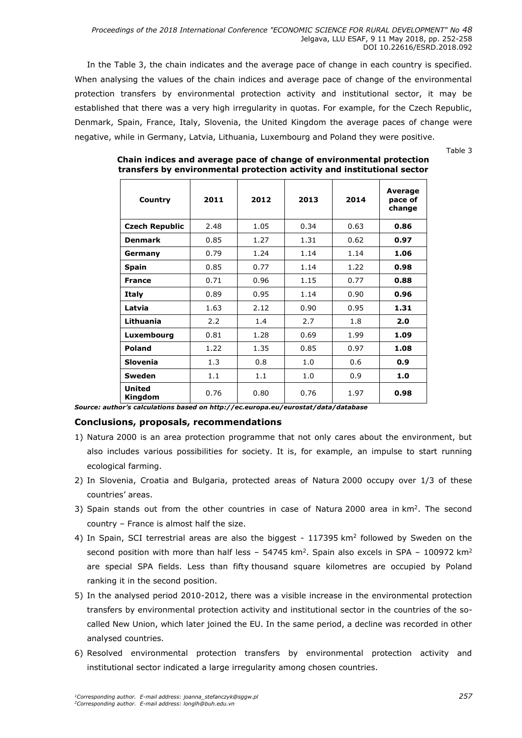In the Table 3, the chain indicates and the average pace of change in each country is specified. When analysing the values of the chain indices and average pace of change of the environmental protection transfers by environmental protection activity and institutional sector, it may be established that there was a very high irregularity in quotas. For example, for the Czech Republic, Denmark, Spain, France, Italy, Slovenia, the United Kingdom the average paces of change were negative, while in Germany, Latvia, Lithuania, Luxembourg and Poland they were positive.

Table 3

**Chain indices and average pace of change of environmental protection transfers by environmental protection activity and institutional sector**

| Country | 2011 | 2012 | 2013 | 2014 | Average pace of change |
|---|---|---|---|---|---|
| **Czech Republic** | 2.48 | 1.05 | 0.34 | 0.63 | **0.86** |
| **Denmark** | 0.85 | 1.27 | 1.31 | 0.62 | **0.97** |
| **Germany** | 0.79 | 1.24 | 1.14 | 1.14 | **1.06** |
| **Spain** | 0.85 | 0.77 | 1.14 | 1.22 | **0.98** |
| **France** | 0.71 | 0.96 | 1.15 | 0.77 | **0.88** |
| **Italy** | 0.89 | 0.95 | 1.14 | 0.90 | **0.96** |
| **Latvia** | 1.63 | 2.12 | 0.90 | 0.95 | **1.31** |
| **Lithuania** | 2.2 | 1.4 | 2.7 | 1.8 | **2.0** |
| **Luxembourg** | 0.81 | 1.28 | 0.69 | 1.99 | **1.09** |
| **Poland** | 1.22 | 1.35 | 0.85 | 0.97 | **1.08** |
| **Slovenia** | 1.3 | 0.8 | 1.0 | 0.6 | **0.9** |
| **Sweden** | 1.1 | 1.1 | 1.0 | 0.9 | **1.0** |
| **United Kingdom** | 0.76 | 0.80 | 0.76 | 1.97 | **0.98** |

***Source: author's calculations based on http://ec.europa.eu/eurostat/data/database***

## Conclusions, proposals, recommendations

1) Natura 2000 is an area protection programme that not only cares about the environment, but also includes various possibilities for society. It is, for example, an impulse to start running ecological farming.
2) In Slovenia, Croatia and Bulgaria, protected areas of Natura 2000 occupy over 1/3 of these countries' areas.
3) Spain stands out from the other countries in case of Natura 2000 area in km$^2$. The second country – France is almost half the size.
4) In Spain, SCI terrestrial areas are also the biggest - 117395 km$^2$ followed by Sweden on the second position with more than half less – 54745 km$^2$. Spain also excels in SPA – 100972 km$^2$ are special SPA fields. Less than fifty thousand square kilometres are occupied by Poland ranking it in the second position.
5) In the analysed period 2010-2012, there was a visible increase in the environmental protection transfers by environmental protection activity and institutional sector in the countries of the so-called New Union, which later joined the EU. In the same period, a decline was recorded in other analysed countries.
6) Resolved environmental protection transfers by environmental protection activity and institutional sector indicated a large irregularity among chosen countries.

*[1]Corresponding author. E-mail address: joanna_stefanczyk@sggw.pl*
*[2]Corresponding author. E-mail address: longlh@buh.edu.vn*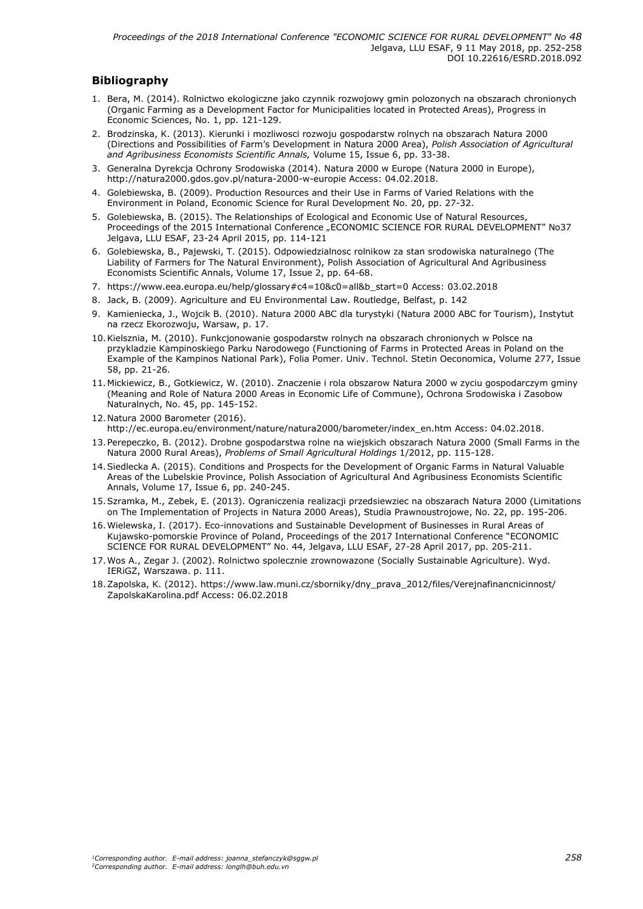## Bibliography

1. Bera, M. (2014). Rolnictwo ekologiczne jako czynnik rozwojowy gmin polozonych na obszarach chronionych (Organic Farming as a Development Factor for Municipalities located in Protected Areas), Progress in Economic Sciences, No. 1, pp. 121-129.
2. Brodzinska, K. (2013). Kierunki i mozliwosci rozwoju gospodarstw rolnych na obszarach Natura 2000 (Directions and Possibilities of Farm's Development in Natura 2000 Area), *Polish Association of Agricultural and Agribusiness Economists Scientific Annals,* Volume 15, Issue 6, pp. 33-38.
3. Generalna Dyrekcja Ochrony Srodowiska (2014). Natura 2000 w Europe (Natura 2000 in Europe), http://natura2000.gdos.gov.pl/natura-2000-w-europie Access: 04.02.2018.
4. Golebiewska, B. (2009). Production Resources and their Use in Farms of Varied Relations with the Environment in Poland, Economic Science for Rural Development No. 20, pp. 27-32.
5. Golebiewska, B. (2015). The Relationships of Ecological and Economic Use of Natural Resources, Proceedings of the 2015 International Conference „ECONOMIC SCIENCE FOR RURAL DEVELOPMENT" No37 Jelgava, LLU ESAF, 23-24 April 2015, pp. 114-121
6. Golebiewska, B., Pajewski, T. (2015). Odpowiedzialnosc rolnikow za stan srodowiska naturalnego (The Liability of Farmers for The Natural Environment), Polish Association of Agricultural And Agribusiness Economists Scientific Annals, Volume 17, Issue 2, pp. 64-68.
7. https://www.eea.europa.eu/help/glossary#c4=10&c0=all&b_start=0 Access: 03.02.2018
8. Jack, B. (2009). Agriculture and EU Environmental Law. Routledge, Belfast, p. 142
9. Kamieniecka, J., Wojcik B. (2010). Natura 2000 ABC dla turystyki (Natura 2000 ABC for Tourism), Instytut na rzecz Ekorozwoju, Warsaw, p. 17.
10. Kielsznia, M. (2010). Funkcjonowanie gospodarstw rolnych na obszarach chronionych w Polsce na przykladzie Kampinoskiego Parku Narodowego (Functioning of Farms in Protected Areas in Poland on the Example of the Kampinos National Park), Folia Pomer. Univ. Technol. Stetin Oeconomica, Volume 277, Issue 58, pp. 21-26.
11. Mickiewicz, B., Gotkiewicz, W. (2010). Znaczenie i rola obszarow Natura 2000 w zyciu gospodarczym gminy (Meaning and Role of Natura 2000 Areas in Economic Life of Commune), Ochrona Srodowiska i Zasobow Naturalnych, No. 45, pp. 145-152.
12. Natura 2000 Barometer (2016). http://ec.europa.eu/environment/nature/natura2000/barometer/index_en.htm Access: 04.02.2018.
13. Perepeczko, B. (2012). Drobne gospodarstwa rolne na wiejskich obszarach Natura 2000 (Small Farms in the Natura 2000 Rural Areas), *Problems of Small Agricultural Holdings* 1/2012, pp. 115-128.
14. Siedlecka A. (2015). Conditions and Prospects for the Development of Organic Farms in Natural Valuable Areas of the Lubelskie Province, Polish Association of Agricultural And Agribusiness Economists Scientific Annals, Volume 17, Issue 6, pp. 240-245.
15. Szramka, M., Zebek, E. (2013). Ograniczenia realizacji przedsiewziec na obszarach Natura 2000 (Limitations on The Implementation of Projects in Natura 2000 Areas), Studia Prawnoustrojowe, No. 22, pp. 195-206.
16. Wielewska, I. (2017). Eco-innovations and Sustainable Development of Businesses in Rural Areas of Kujawsko-pomorskie Province of Poland, Proceedings of the 2017 International Conference "ECONOMIC SCIENCE FOR RURAL DEVELOPMENT" No. 44, Jelgava, LLU ESAF, 27-28 April 2017, pp. 205-211.
17. Wos A., Zegar J. (2002). Rolnictwo spolecznie zrownowazone (Socially Sustainable Agriculture). Wyd. IERiGZ, Warszawa. p. 111.
18. Zapolska, K. (2012). https://www.law.muni.cz/sborniky/dny_prava_2012/files/Verejnafinancnicinnost/ZapolskaKarolina.pdf Access: 06.02.2018

[1]Corresponding author. E-mail address: joanna_stefanczyk@sggw.pl
[2]Corresponding author. E-mail address: longlh@buh.edu.vn